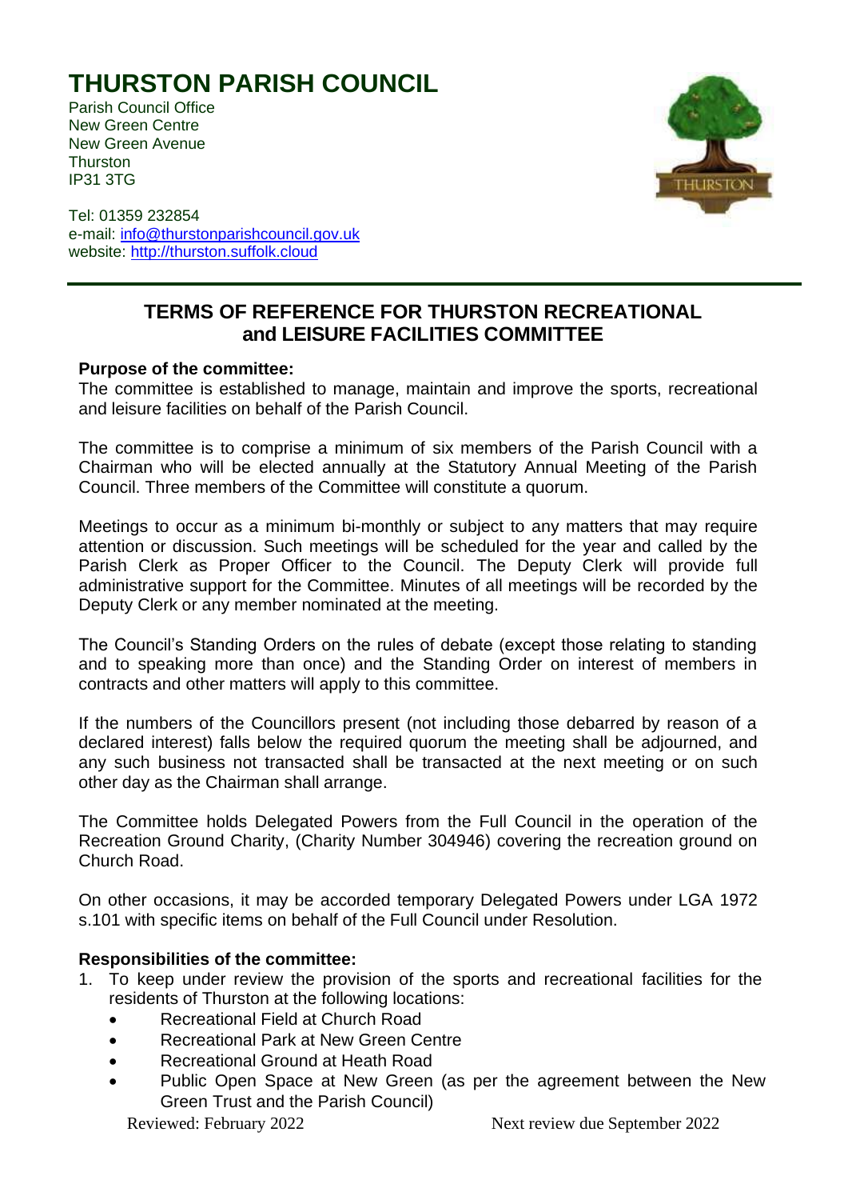# THURSTON PARISH COUNCIL

Parish Council Office
New Green Centre
New Green Avenue
Thurston
IP31 3TG

Tel: 01359 232854
e-mail: info@thurstonparishcouncil.gov.uk
website: http://thurston.suffolk.cloud

## TERMS OF REFERENCE FOR THURSTON RECREATIONAL and LEISURE FACILITIES COMMITTEE

**Purpose of the committee:**
The committee is established to manage, maintain and improve the sports, recreational and leisure facilities on behalf of the Parish Council.

The committee is to comprise a minimum of six members of the Parish Council with a Chairman who will be elected annually at the Statutory Annual Meeting of the Parish Council. Three members of the Committee will constitute a quorum.

Meetings to occur as a minimum bi-monthly or subject to any matters that may require attention or discussion. Such meetings will be scheduled for the year and called by the Parish Clerk as Proper Officer to the Council. The Deputy Clerk will provide full administrative support for the Committee. Minutes of all meetings will be recorded by the Deputy Clerk or any member nominated at the meeting.

The Council's Standing Orders on the rules of debate (except those relating to standing and to speaking more than once) and the Standing Order on interest of members in contracts and other matters will apply to this committee.

If the numbers of the Councillors present (not including those debarred by reason of a declared interest) falls below the required quorum the meeting shall be adjourned, and any such business not transacted shall be transacted at the next meeting or on such other day as the Chairman shall arrange.

The Committee holds Delegated Powers from the Full Council in the operation of the Recreation Ground Charity, (Charity Number 304946) covering the recreation ground on Church Road.

On other occasions, it may be accorded temporary Delegated Powers under LGA 1972 s.101 with specific items on behalf of the Full Council under Resolution.

**Responsibilities of the committee:**

1. To keep under review the provision of the sports and recreational facilities for the residents of Thurston at the following locations:
   - Recreational Field at Church Road
   - Recreational Park at New Green Centre
   - Recreational Ground at Heath Road
   - Public Open Space at New Green (as per the agreement between the New Green Trust and the Parish Council)

Reviewed: February 2022 Next review due September 2022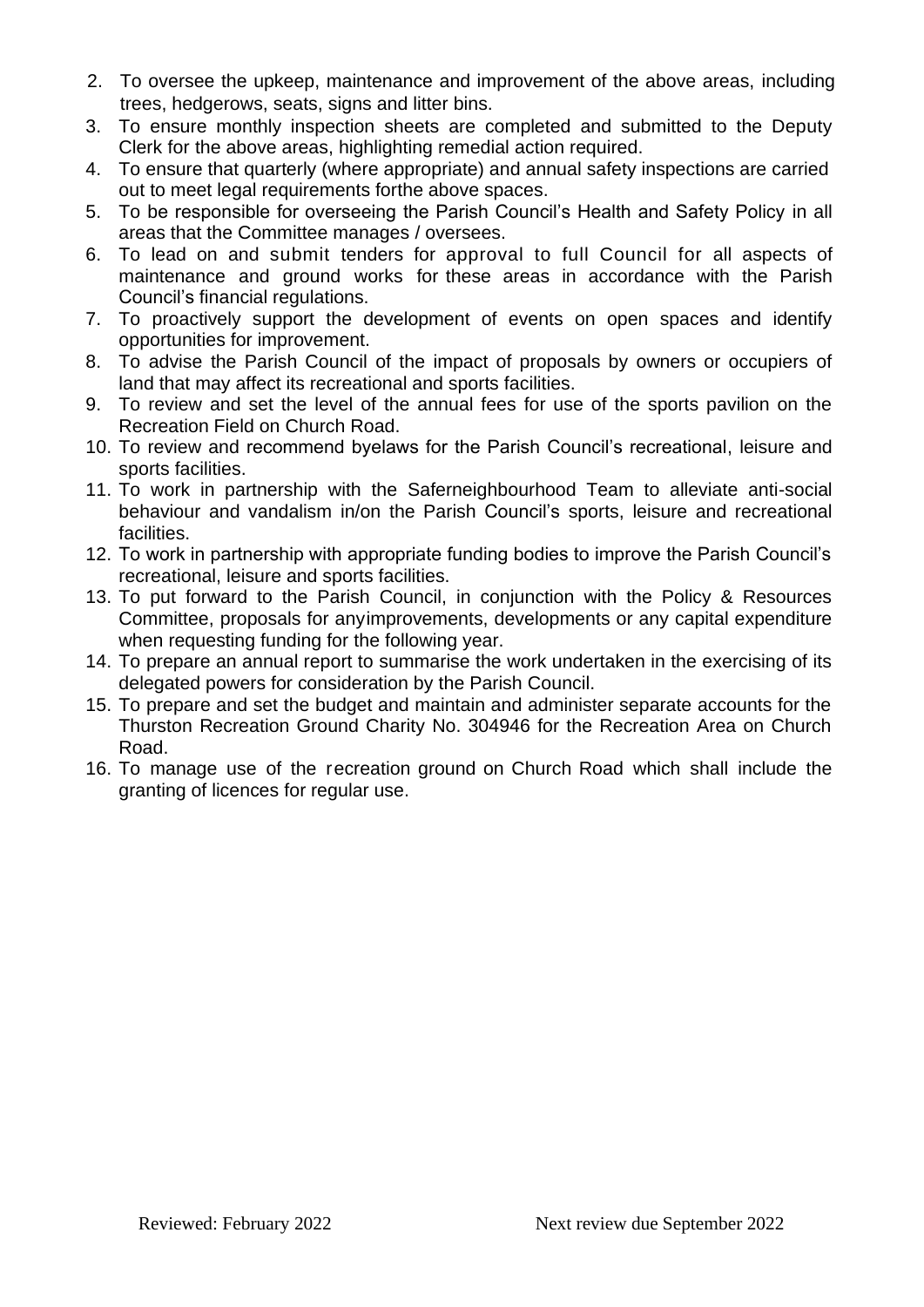2. To oversee the upkeep, maintenance and improvement of the above areas, including trees, hedgerows, seats, signs and litter bins.
3. To ensure monthly inspection sheets are completed and submitted to the Deputy Clerk for the above areas, highlighting remedial action required.
4. To ensure that quarterly (where appropriate) and annual safety inspections are carried out to meet legal requirements forthe above spaces.
5. To be responsible for overseeing the Parish Council's Health and Safety Policy in all areas that the Committee manages / oversees.
6. To lead on and submit tenders for approval to full Council for all aspects of maintenance and ground works for these areas in accordance with the Parish Council's financial regulations.
7. To proactively support the development of events on open spaces and identify opportunities for improvement.
8. To advise the Parish Council of the impact of proposals by owners or occupiers of land that may affect its recreational and sports facilities.
9. To review and set the level of the annual fees for use of the sports pavilion on the Recreation Field on Church Road.
10. To review and recommend byelaws for the Parish Council's recreational, leisure and sports facilities.
11. To work in partnership with the Saferneighbourhood Team to alleviate anti-social behaviour and vandalism in/on the Parish Council's sports, leisure and recreational facilities.
12. To work in partnership with appropriate funding bodies to improve the Parish Council's recreational, leisure and sports facilities.
13. To put forward to the Parish Council, in conjunction with the Policy & Resources Committee, proposals for anyimprovements, developments or any capital expenditure when requesting funding for the following year.
14. To prepare an annual report to summarise the work undertaken in the exercising of its delegated powers for consideration by the Parish Council.
15. To prepare and set the budget and maintain and administer separate accounts for the Thurston Recreation Ground Charity No. 304946 for the Recreation Area on Church Road.
16. To manage use of the recreation ground on Church Road which shall include the granting of licences for regular use.

Reviewed: February 2022 Next review due September 2022